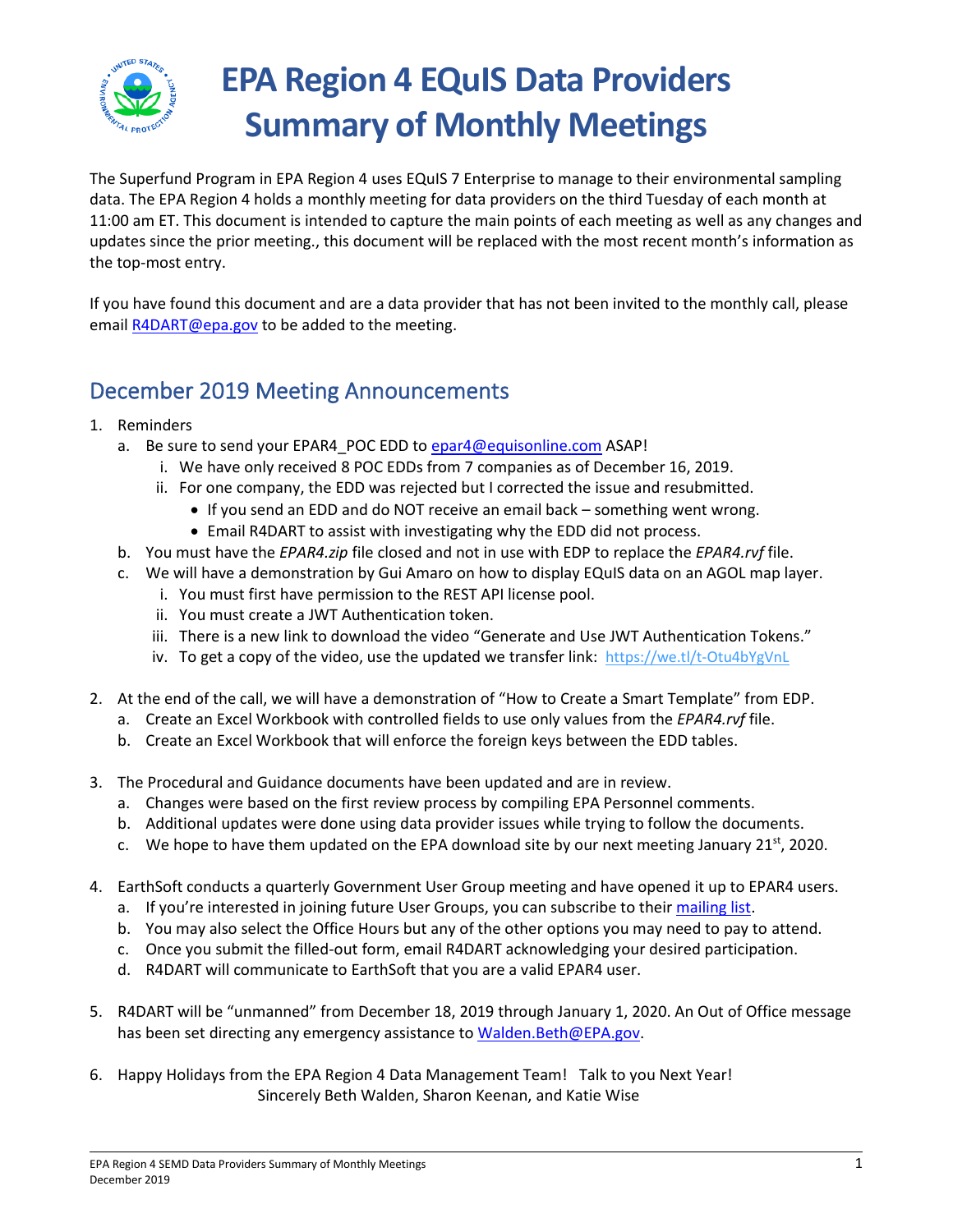# EPA Region 4 EQuIS Data Providers Summary of Monthly Meetings

The Superfund Program in EPA Region 4 uses EQuIS 7 Enterprise to manage to their environmental sampling data. The EPA Region 4 holds a monthly meeting for data providers on the third Tuesday of each month at 11:00 am ET. This document is intended to capture the main points of each meeting as well as any changes and updates since the prior meeting., this document will be replaced with the most recent month's information as the top-most entry.

If you have found this document and are a data provider that has not been invited to the monthly call, please email R4DART@epa.gov to be added to the meeting.

## December 2019 Meeting Announcements

1. Reminders
   a. Be sure to send your EPAR4_POC EDD to epar4@equisonline.com ASAP!
      i. We have only received 8 POC EDDs from 7 companies as of December 16, 2019.
      ii. For one company, the EDD was rejected but I corrected the issue and resubmitted.
         - If you send an EDD and do NOT receive an email back – something went wrong.
         - Email R4DART to assist with investigating why the EDD did not process.
   b. You must have the *EPAR4.zip* file closed and not in use with EDP to replace the *EPAR4.rvf* file.
   c. We will have a demonstration by Gui Amaro on how to display EQuIS data on an AGOL map layer.
      i. You must first have permission to the REST API license pool.
      ii. You must create a JWT Authentication token.
      iii. There is a new link to download the video "Generate and Use JWT Authentication Tokens."
      iv. To get a copy of the video, use the updated we transfer link: https://we.tl/t-Otu4bYgVnL

2. At the end of the call, we will have a demonstration of "How to Create a Smart Template" from EDP.
   a. Create an Excel Workbook with controlled fields to use only values from the *EPAR4.rvf* file.
   b. Create an Excel Workbook that will enforce the foreign keys between the EDD tables.

3. The Procedural and Guidance documents have been updated and are in review.
   a. Changes were based on the first review process by compiling EPA Personnel comments.
   b. Additional updates were done using data provider issues while trying to follow the documents.
   c. We hope to have them updated on the EPA download site by our next meeting January 21st, 2020.

4. EarthSoft conducts a quarterly Government User Group meeting and have opened it up to EPAR4 users.
   a. If you're interested in joining future User Groups, you can subscribe to their mailing list.
   b. You may also select the Office Hours but any of the other options you may need to pay to attend.
   c. Once you submit the filled-out form, email R4DART acknowledging your desired participation.
   d. R4DART will communicate to EarthSoft that you are a valid EPAR4 user.

5. R4DART will be "unmanned" from December 18, 2019 through January 1, 2020. An Out of Office message has been set directing any emergency assistance to Walden.Beth@EPA.gov.

6. Happy Holidays from the EPA Region 4 Data Management Team! Talk to you Next Year!
   Sincerely Beth Walden, Sharon Keenan, and Katie Wise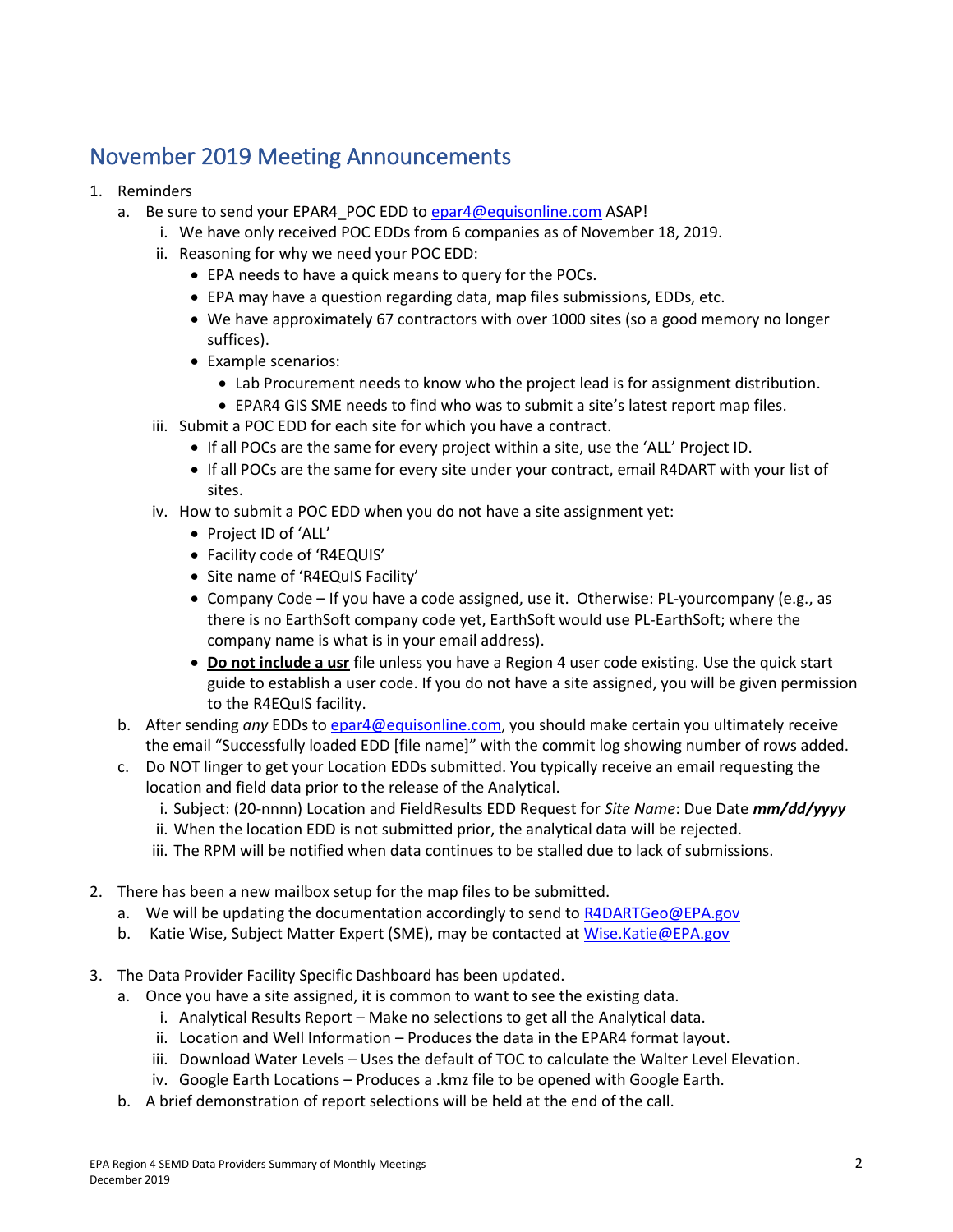## November 2019 Meeting Announcements

1. Reminders
   a. Be sure to send your EPAR4_POC EDD to epar4@equisonline.com ASAP!
      i. We have only received POC EDDs from 6 companies as of November 18, 2019.
      ii. Reasoning for why we need your POC EDD:
         - EPA needs to have a quick means to query for the POCs.
         - EPA may have a question regarding data, map files submissions, EDDs, etc.
         - We have approximately 67 contractors with over 1000 sites (so a good memory no longer suffices).
         - Example scenarios:
            - Lab Procurement needs to know who the project lead is for assignment distribution.
            - EPAR4 GIS SME needs to find who was to submit a site's latest report map files.
      iii. Submit a POC EDD for each site for which you have a contract.
         - If all POCs are the same for every project within a site, use the 'ALL' Project ID.
         - If all POCs are the same for every site under your contract, email R4DART with your list of sites.
      iv. How to submit a POC EDD when you do not have a site assignment yet:
         - Project ID of 'ALL'
         - Facility code of 'R4EQUIS'
         - Site name of 'R4EQuIS Facility'
         - Company Code – If you have a code assigned, use it. Otherwise: PL-yourcompany (e.g., as there is no EarthSoft company code yet, EarthSoft would use PL-EarthSoft; where the company name is what is in your email address).
         - **Do not include a usr** file unless you have a Region 4 user code existing. Use the quick start guide to establish a user code. If you do not have a site assigned, you will be given permission to the R4EQuIS facility.
   b. After sending *any* EDDs to epar4@equisonline.com, you should make certain you ultimately receive the email "Successfully loaded EDD [file name]" with the commit log showing number of rows added.
   c. Do NOT linger to get your Location EDDs submitted. You typically receive an email requesting the location and field data prior to the release of the Analytical.
      i. Subject: (20-nnnn) Location and FieldResults EDD Request for *Site Name*: Due Date ***mm/dd/yyyy***
      ii. When the location EDD is not submitted prior, the analytical data will be rejected.
      iii. The RPM will be notified when data continues to be stalled due to lack of submissions.

2. There has been a new mailbox setup for the map files to be submitted.
   a. We will be updating the documentation accordingly to send to R4DARTGeo@EPA.gov
   b. Katie Wise, Subject Matter Expert (SME), may be contacted at Wise.Katie@EPA.gov

3. The Data Provider Facility Specific Dashboard has been updated.
   a. Once you have a site assigned, it is common to want to see the existing data.
      i. Analytical Results Report – Make no selections to get all the Analytical data.
      ii. Location and Well Information – Produces the data in the EPAR4 format layout.
      iii. Download Water Levels – Uses the default of TOC to calculate the Walter Level Elevation.
      iv. Google Earth Locations – Produces a .kmz file to be opened with Google Earth.
   b. A brief demonstration of report selections will be held at the end of the call.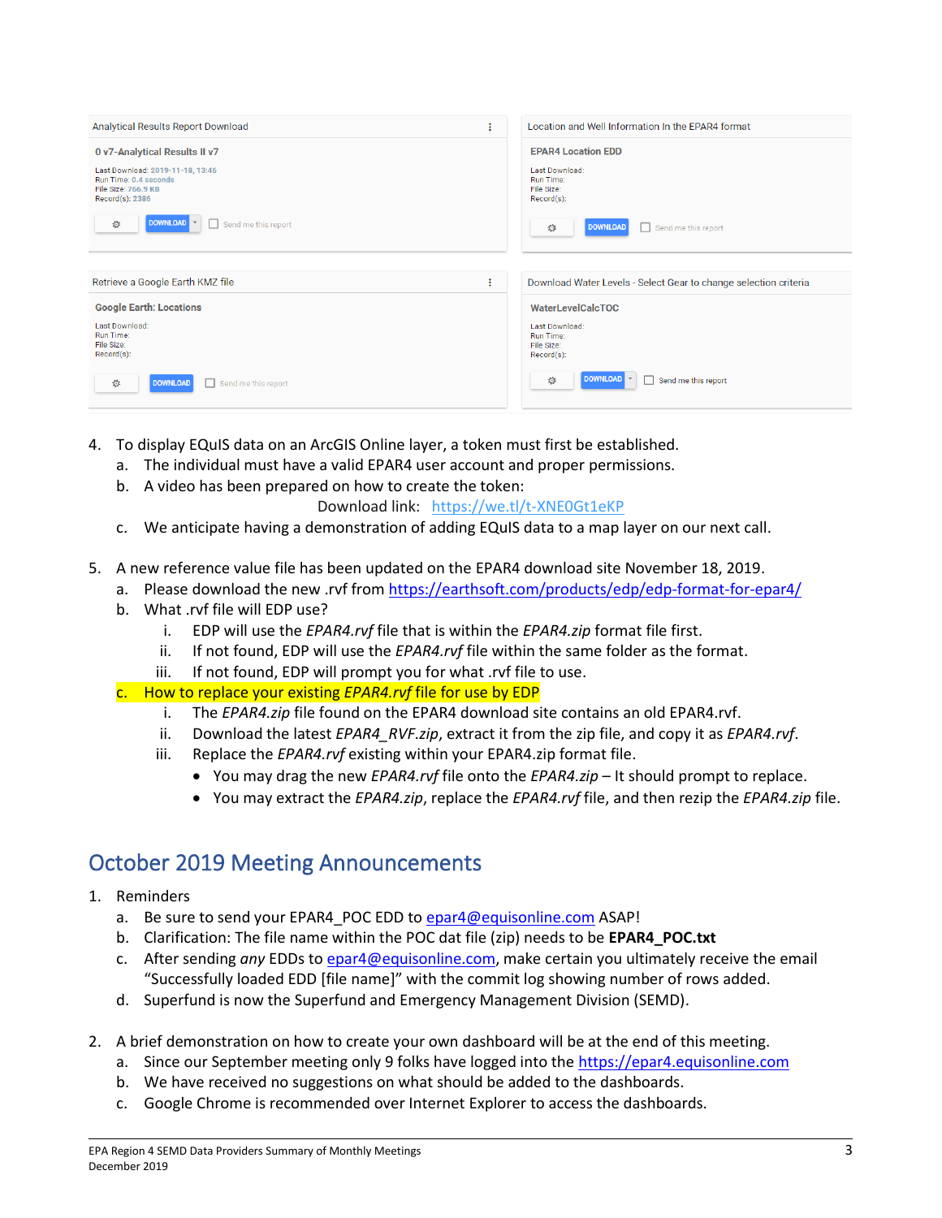| Analytical Results Report Download | Location and Well Information In the EPAR4 format |
| --- | --- |
| **0 v7-Analytical Results II v7** | **EPAR4 Location EDD** |
| Last Download: 2019-11-18, 13:46<br>Run Time: 0.4 seconds<br>File Size: 766.9 KB<br>Record(s): 2386 | Last Download:<br>Run Time:<br>File Size:<br>Record(s): |
| DOWNLOAD ☐ Send me this report | DOWNLOAD ☐ Send me this report |

| Retrieve a Google Earth KMZ file | Download Water Levels - Select Gear to change selection criteria |
| --- | --- |
| **Google Earth: Locations** | **WaterLevelCalcTOC** |
| Last Download:<br>Run Time:<br>File Size:<br>Record(s): | Last Download:<br>Run Time:<br>File Size:<br>Record(s): |
| DOWNLOAD ☐ Send me this report | DOWNLOAD ☐ Send me this report |

4. To display EQuIS data on an ArcGIS Online layer, a token must first be established.
   a. The individual must have a valid EPAR4 user account and proper permissions.
   b. A video has been prepared on how to create the token:
      Download link: https://we.tl/t-XNE0Gt1eKP
   c. We anticipate having a demonstration of adding EQuIS data to a map layer on our next call.

5. A new reference value file has been updated on the EPAR4 download site November 18, 2019.
   a. Please download the new .rvf from https://earthsoft.com/products/edp/edp-format-for-epar4/
   b. What .rvf file will EDP use?
      i. EDP will use the *EPAR4.rvf* file that is within the *EPAR4.zip* format file first.
      ii. If not found, EDP will use the *EPAR4.rvf* file within the same folder as the format.
      iii. If not found, EDP will prompt you for what .rvf file to use.
   c. How to replace your existing *EPAR4.rvf* file for use by EDP
      i. The *EPAR4.zip* file found on the EPAR4 download site contains an old EPAR4.rvf.
      ii. Download the latest *EPAR4_RVF.zip*, extract it from the zip file, and copy it as *EPAR4.rvf*.
      iii. Replace the *EPAR4.rvf* existing within your EPAR4.zip format file.
         - You may drag the new *EPAR4.rvf* file onto the *EPAR4.zip* – It should prompt to replace.
         - You may extract the *EPAR4.zip*, replace the *EPAR4.rvf* file, and then rezip the *EPAR4.zip* file.

## October 2019 Meeting Announcements

1. Reminders
   a. Be sure to send your EPAR4_POC EDD to epar4@equisonline.com ASAP!
   b. Clarification: The file name within the POC dat file (zip) needs to be **EPAR4_POC.txt**
   c. After sending *any* EDDs to epar4@equisonline.com, make certain you ultimately receive the email "Successfully loaded EDD [file name]" with the commit log showing number of rows added.
   d. Superfund is now the Superfund and Emergency Management Division (SEMD).

2. A brief demonstration on how to create your own dashboard will be at the end of this meeting.
   a. Since our September meeting only 9 folks have logged into the https://epar4.equisonline.com
   b. We have received no suggestions on what should be added to the dashboards.
   c. Google Chrome is recommended over Internet Explorer to access the dashboards.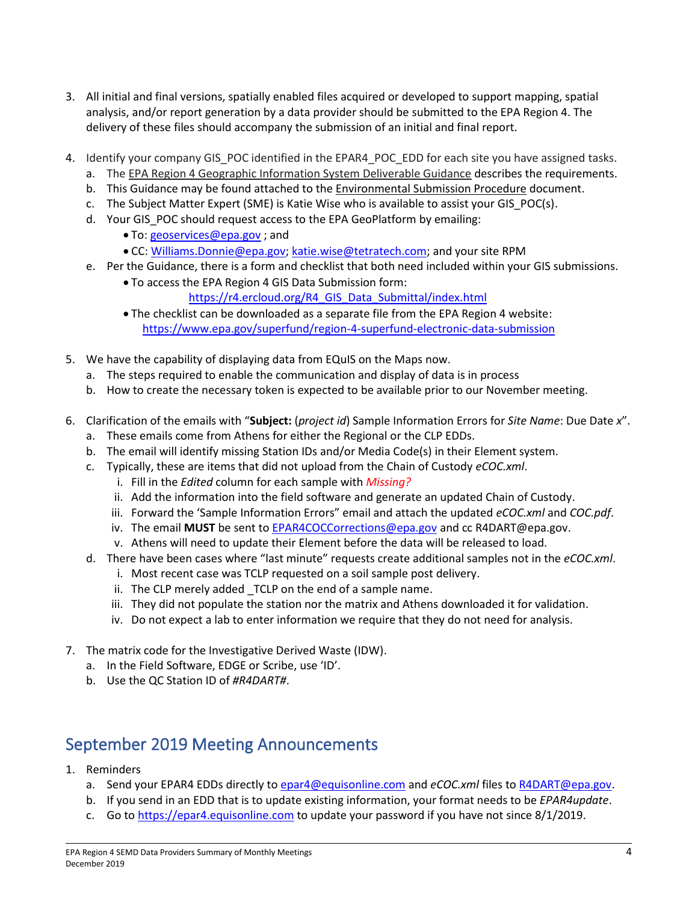3. All initial and final versions, spatially enabled files acquired or developed to support mapping, spatial analysis, and/or report generation by a data provider should be submitted to the EPA Region 4. The delivery of these files should accompany the submission of an initial and final report.

4. Identify your company GIS_POC identified in the EPAR4_POC_EDD for each site you have assigned tasks.
   a. The EPA Region 4 Geographic Information System Deliverable Guidance describes the requirements.
   b. This Guidance may be found attached to the Environmental Submission Procedure document.
   c. The Subject Matter Expert (SME) is Katie Wise who is available to assist your GIS_POC(s).
   d. Your GIS_POC should request access to the EPA GeoPlatform by emailing:
      - To: geoservices@epa.gov ; and
      - CC: Williams.Donnie@epa.gov; katie.wise@tetratech.com; and your site RPM
   e. Per the Guidance, there is a form and checklist that both need included within your GIS submissions.
      - To access the EPA Region 4 GIS Data Submission form: https://r4.ercloud.org/R4_GIS_Data_Submittal/index.html
      - The checklist can be downloaded as a separate file from the EPA Region 4 website: https://www.epa.gov/superfund/region-4-superfund-electronic-data-submission

5. We have the capability of displaying data from EQuIS on the Maps now.
   a. The steps required to enable the communication and display of data is in process
   b. How to create the necessary token is expected to be available prior to our November meeting.

6. Clarification of the emails with "**Subject:** (*project id*) Sample Information Errors for *Site Name*: Due Date *x*".
   a. These emails come from Athens for either the Regional or the CLP EDDs.
   b. The email will identify missing Station IDs and/or Media Code(s) in their Element system.
   c. Typically, these are items that did not upload from the Chain of Custody *eCOC.xml*.
      i. Fill in the *Edited* column for each sample with *Missing?*
      ii. Add the information into the field software and generate an updated Chain of Custody.
      iii. Forward the 'Sample Information Errors" email and attach the updated *eCOC.xml* and *COC.pdf*.
      iv. The email **MUST** be sent to EPAR4COCCorrections@epa.gov and cc R4DART@epa.gov.
      v. Athens will need to update their Element before the data will be released to load.
   d. There have been cases where "last minute" requests create additional samples not in the *eCOC.xml*.
      i. Most recent case was TCLP requested on a soil sample post delivery.
      ii. The CLP merely added _TCLP on the end of a sample name.
      iii. They did not populate the station nor the matrix and Athens downloaded it for validation.
      iv. Do not expect a lab to enter information we require that they do not need for analysis.

7. The matrix code for the Investigative Derived Waste (IDW).
   a. In the Field Software, EDGE or Scribe, use 'ID'.
   b. Use the QC Station ID of *#R4DART#*.

## September 2019 Meeting Announcements

1. Reminders
   a. Send your EPAR4 EDDs directly to epar4@equisonline.com and *eCOC.xml* files to R4DART@epa.gov.
   b. If you send in an EDD that is to update existing information, your format needs to be *EPAR4update*.
   c. Go to https://epar4.equisonline.com to update your password if you have not since 8/1/2019.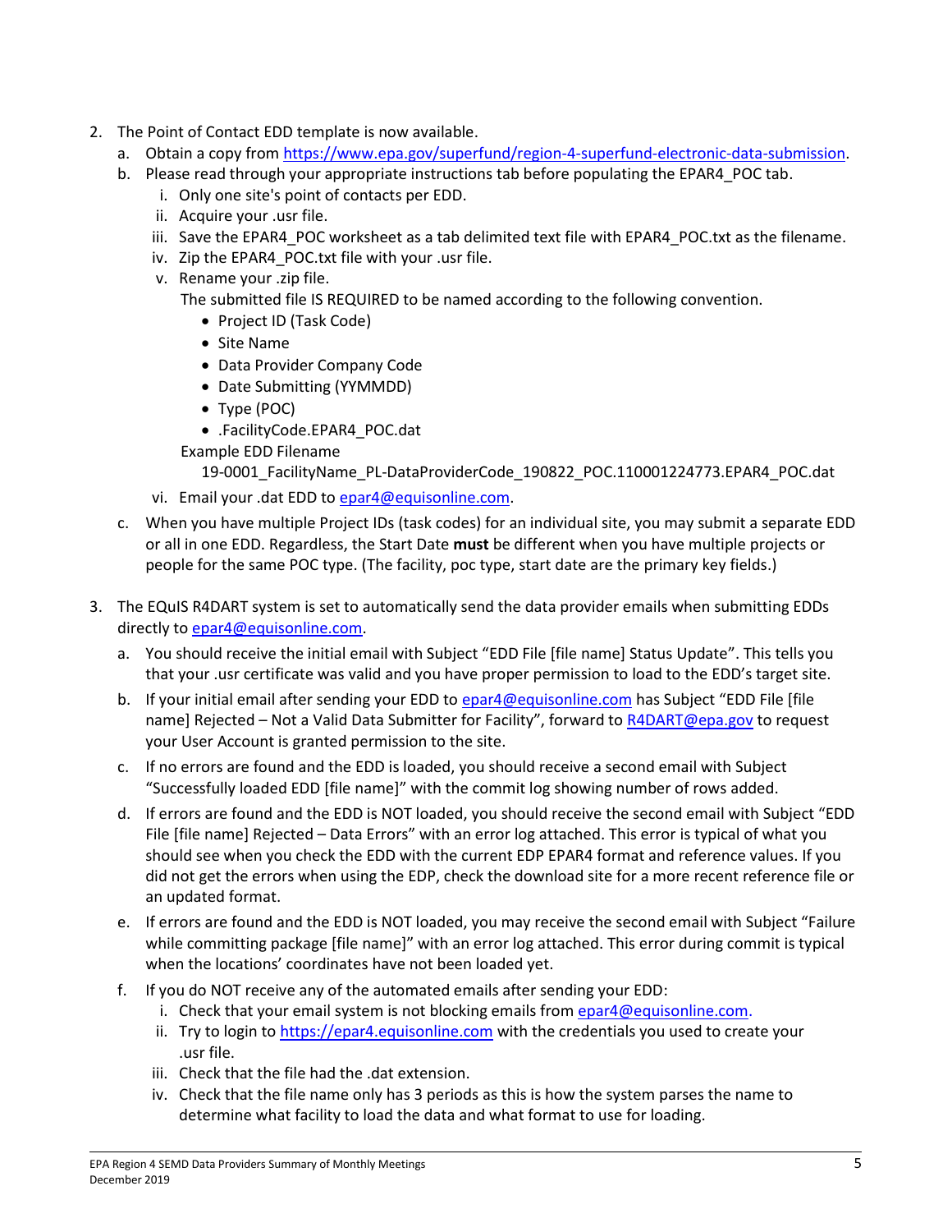2. The Point of Contact EDD template is now available.
   a. Obtain a copy from https://www.epa.gov/superfund/region-4-superfund-electronic-data-submission.
   b. Please read through your appropriate instructions tab before populating the EPAR4_POC tab.
      i. Only one site's point of contacts per EDD.
      ii. Acquire your .usr file.
      iii. Save the EPAR4_POC worksheet as a tab delimited text file with EPAR4_POC.txt as the filename.
      iv. Zip the EPAR4_POC.txt file with your .usr file.
      v. Rename your .zip file.
         The submitted file IS REQUIRED to be named according to the following convention.
         - Project ID (Task Code)
         - Site Name
         - Data Provider Company Code
         - Date Submitting (YYMMDD)
         - Type (POC)
         - .FacilityCode.EPAR4_POC.dat

         Example EDD Filename
         19-0001_FacilityName_PL-DataProviderCode_190822_POC.110001224773.EPAR4_POC.dat
      vi. Email your .dat EDD to epar4@equisonline.com.
   c. When you have multiple Project IDs (task codes) for an individual site, you may submit a separate EDD or all in one EDD. Regardless, the Start Date **must** be different when you have multiple projects or people for the same POC type. (The facility, poc type, start date are the primary key fields.)

3. The EQuIS R4DART system is set to automatically send the data provider emails when submitting EDDs directly to epar4@equisonline.com.
   a. You should receive the initial email with Subject "EDD File [file name] Status Update". This tells you that your .usr certificate was valid and you have proper permission to load to the EDD's target site.
   b. If your initial email after sending your EDD to epar4@equisonline.com has Subject "EDD File [file name] Rejected – Not a Valid Data Submitter for Facility", forward to R4DART@epa.gov to request your User Account is granted permission to the site.
   c. If no errors are found and the EDD is loaded, you should receive a second email with Subject "Successfully loaded EDD [file name]" with the commit log showing number of rows added.
   d. If errors are found and the EDD is NOT loaded, you should receive the second email with Subject "EDD File [file name] Rejected – Data Errors" with an error log attached. This error is typical of what you should see when you check the EDD with the current EDP EPAR4 format and reference values. If you did not get the errors when using the EDP, check the download site for a more recent reference file or an updated format.
   e. If errors are found and the EDD is NOT loaded, you may receive the second email with Subject "Failure while committing package [file name]" with an error log attached. This error during commit is typical when the locations' coordinates have not been loaded yet.
   f. If you do NOT receive any of the automated emails after sending your EDD:
      i. Check that your email system is not blocking emails from epar4@equisonline.com.
      ii. Try to login to https://epar4.equisonline.com with the credentials you used to create your .usr file.
      iii. Check that the file had the .dat extension.
      iv. Check that the file name only has 3 periods as this is how the system parses the name to determine what facility to load the data and what format to use for loading.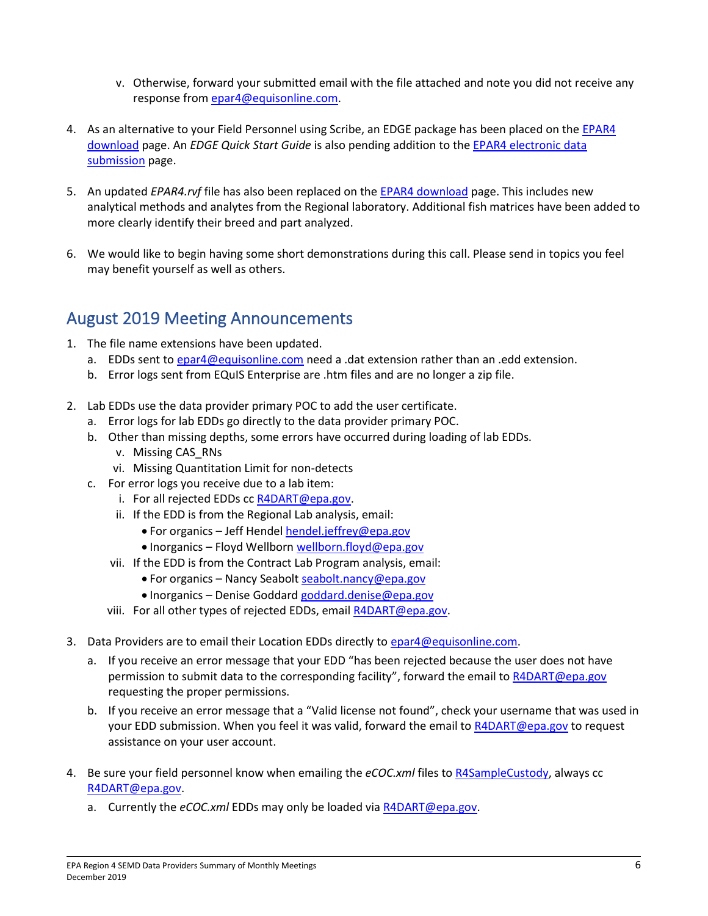v. Otherwise, forward your submitted email with the file attached and note you did not receive any response from epar4@equisonline.com.

4. As an alternative to your Field Personnel using Scribe, an EDGE package has been placed on the EPAR4 download page. An *EDGE Quick Start Guide* is also pending addition to the EPAR4 electronic data submission page.

5. An updated *EPAR4.rvf* file has also been replaced on the EPAR4 download page. This includes new analytical methods and analytes from the Regional laboratory. Additional fish matrices have been added to more clearly identify their breed and part analyzed.

6. We would like to begin having some short demonstrations during this call. Please send in topics you feel may benefit yourself as well as others.

## August 2019 Meeting Announcements

1. The file name extensions have been updated.
   a. EDDs sent to epar4@equisonline.com need a .dat extension rather than an .edd extension.
   b. Error logs sent from EQuIS Enterprise are .htm files and are no longer a zip file.

2. Lab EDDs use the data provider primary POC to add the user certificate.
   a. Error logs for lab EDDs go directly to the data provider primary POC.
   b. Other than missing depths, some errors have occurred during loading of lab EDDs.
      v. Missing CAS_RNs
      vi. Missing Quantitation Limit for non-detects
   c. For error logs you receive due to a lab item:
      i. For all rejected EDDs cc R4DART@epa.gov.
      ii. If the EDD is from the Regional Lab analysis, email:
         - For organics – Jeff Hendel hendel.jeffrey@epa.gov
         - Inorganics – Floyd Wellborn wellborn.floyd@epa.gov
      vii. If the EDD is from the Contract Lab Program analysis, email:
         - For organics – Nancy Seabolt seabolt.nancy@epa.gov
         - Inorganics – Denise Goddard goddard.denise@epa.gov
      viii. For all other types of rejected EDDs, email R4DART@epa.gov.

3. Data Providers are to email their Location EDDs directly to epar4@equisonline.com.
   a. If you receive an error message that your EDD "has been rejected because the user does not have permission to submit data to the corresponding facility", forward the email to R4DART@epa.gov requesting the proper permissions.
   b. If you receive an error message that a "Valid license not found", check your username that was used in your EDD submission. When you feel it was valid, forward the email to R4DART@epa.gov to request assistance on your user account.

4. Be sure your field personnel know when emailing the *eCOC.xml* files to R4SampleCustody, always cc R4DART@epa.gov.
   a. Currently the *eCOC.xml* EDDs may only be loaded via R4DART@epa.gov.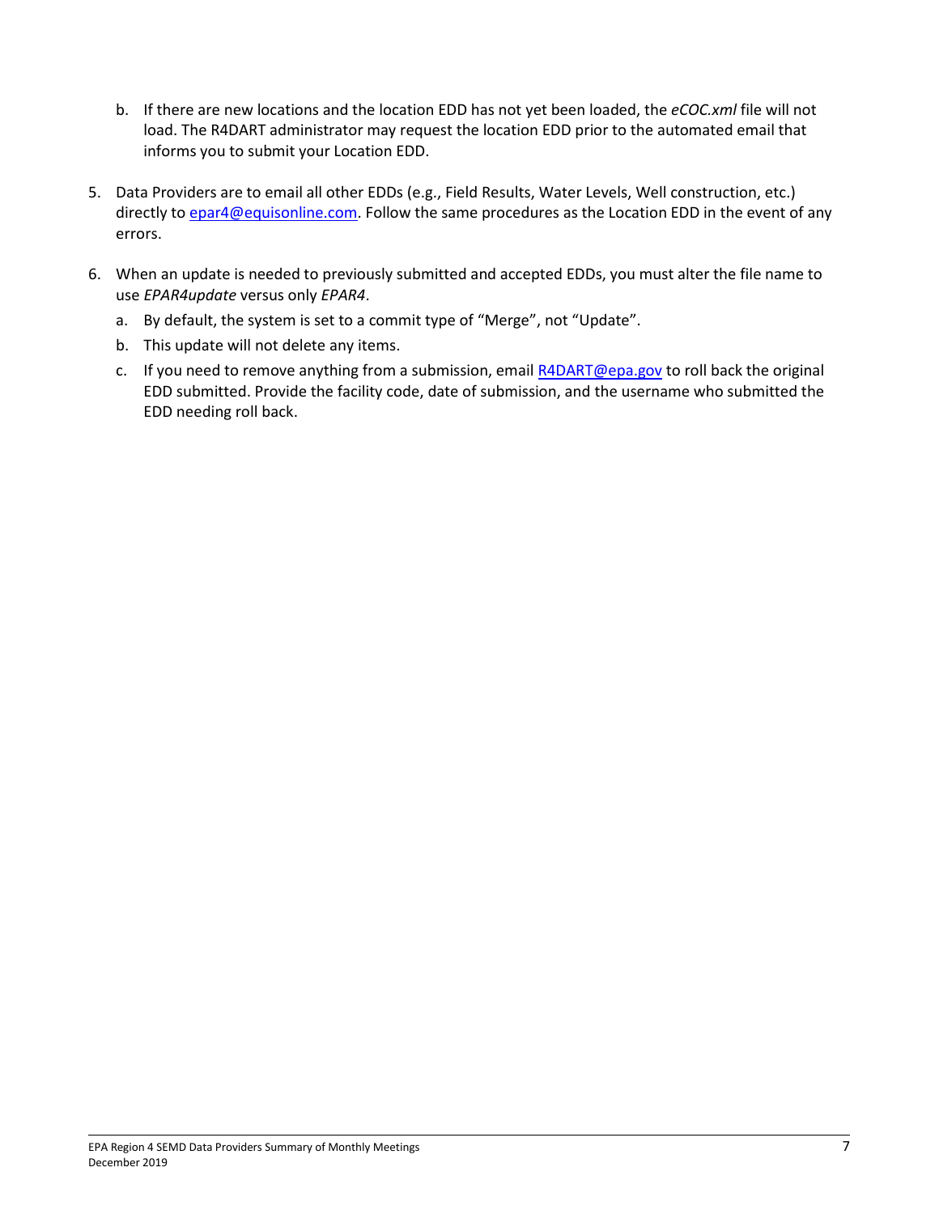b. If there are new locations and the location EDD has not yet been loaded, the *eCOC.xml* file will not load. The R4DART administrator may request the location EDD prior to the automated email that informs you to submit your Location EDD.

5. Data Providers are to email all other EDDs (e.g., Field Results, Water Levels, Well construction, etc.) directly to epar4@equisonline.com. Follow the same procedures as the Location EDD in the event of any errors.

6. When an update is needed to previously submitted and accepted EDDs, you must alter the file name to use *EPAR4update* versus only *EPAR4*.
   a. By default, the system is set to a commit type of "Merge", not "Update".
   b. This update will not delete any items.
   c. If you need to remove anything from a submission, email R4DART@epa.gov to roll back the original EDD submitted. Provide the facility code, date of submission, and the username who submitted the EDD needing roll back.